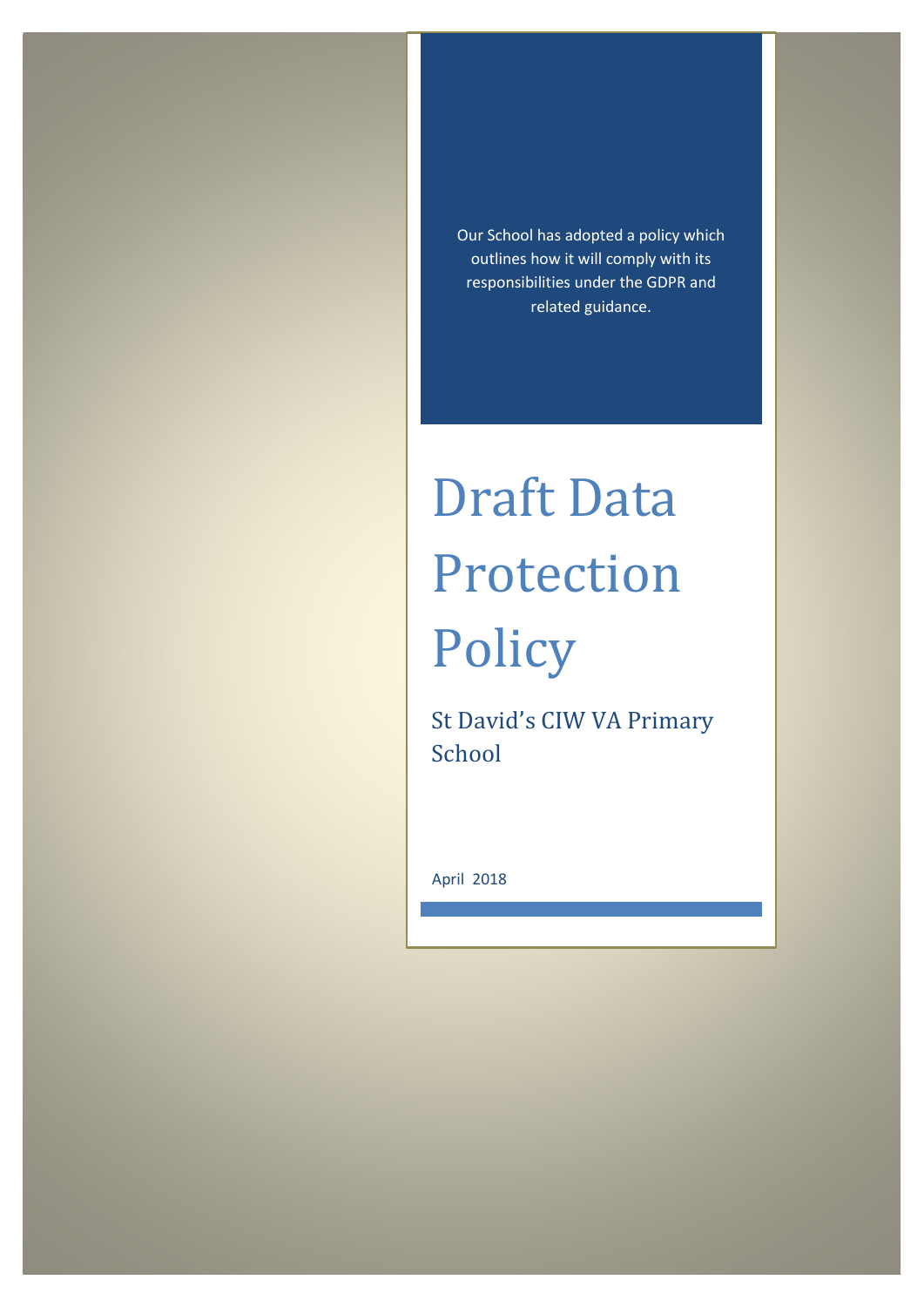Our School has adopted a policy which outlines how it will comply with its responsibilities under the GDPR and related guidance.

# Draft Data Protection Policy

## St David's CIW VA Primary School

April 2018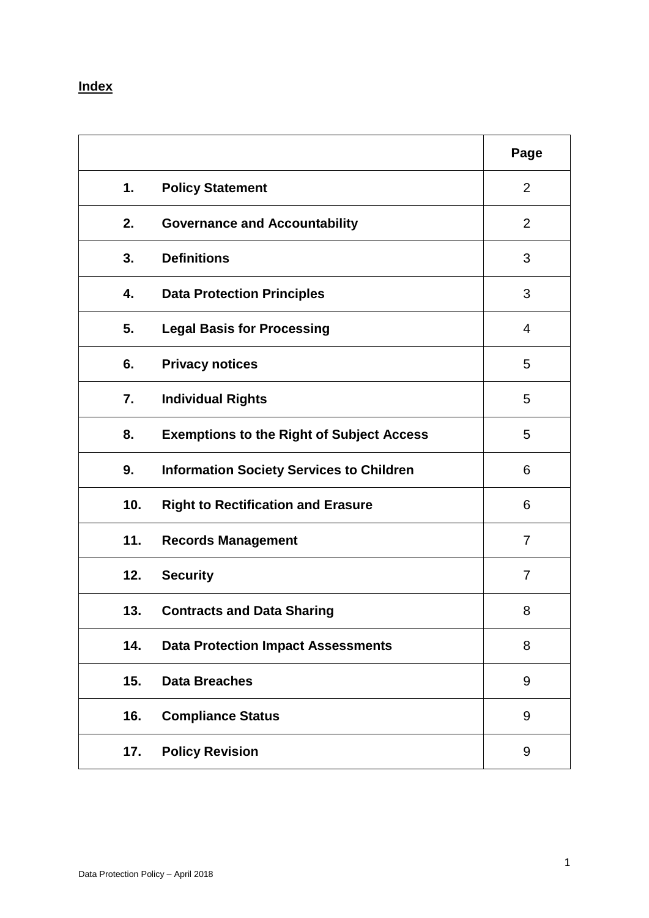**Index**

| | | Page |
|---|---|---|
| **1.** | **Policy Statement** | 2 |
| **2.** | **Governance and Accountability** | 2 |
| **3.** | **Definitions** | 3 |
| **4.** | **Data Protection Principles** | 3 |
| **5.** | **Legal Basis for Processing** | 4 |
| **6.** | **Privacy notices** | 5 |
| **7.** | **Individual Rights** | 5 |
| **8.** | **Exemptions to the Right of Subject Access** | 5 |
| **9.** | **Information Society Services to Children** | 6 |
| **10.** | **Right to Rectification and Erasure** | 6 |
| **11.** | **Records Management** | 7 |
| **12.** | **Security** | 7 |
| **13.** | **Contracts and Data Sharing** | 8 |
| **14.** | **Data Protection Impact Assessments** | 8 |
| **15.** | **Data Breaches** | 9 |
| **16.** | **Compliance Status** | 9 |
| **17.** | **Policy Revision** | 9 |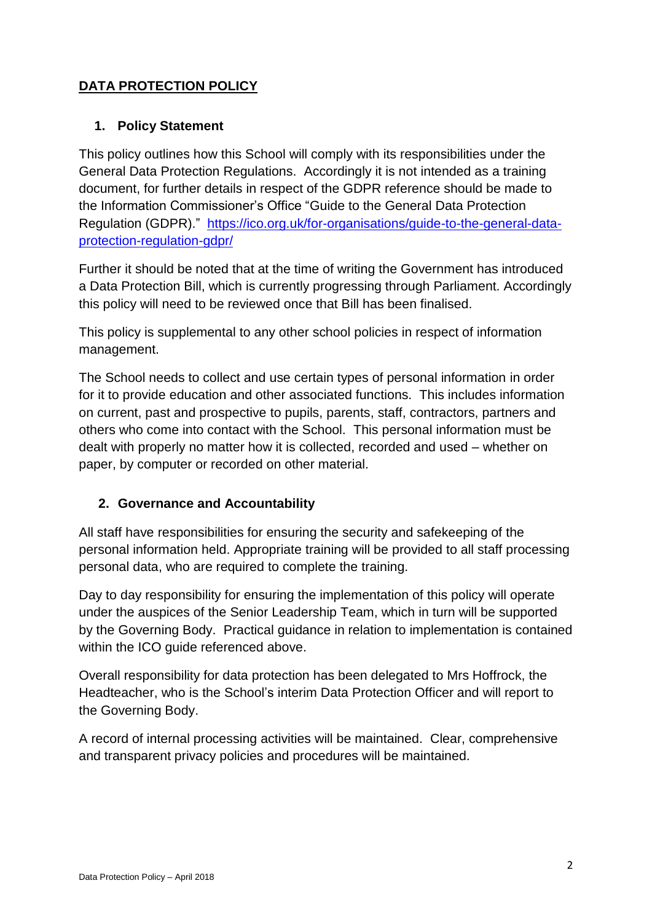# DATA PROTECTION POLICY

## 1. Policy Statement

This policy outlines how this School will comply with its responsibilities under the General Data Protection Regulations. Accordingly it is not intended as a training document, for further details in respect of the GDPR reference should be made to the Information Commissioner's Office "Guide to the General Data Protection Regulation (GDPR)." [https://ico.org.uk/for-organisations/guide-to-the-general-data-protection-regulation-gdpr/](https://ico.org.uk/for-organisations/guide-to-the-general-data-protection-regulation-gdpr/)

Further it should be noted that at the time of writing the Government has introduced a Data Protection Bill, which is currently progressing through Parliament. Accordingly this policy will need to be reviewed once that Bill has been finalised.

This policy is supplemental to any other school policies in respect of information management.

The School needs to collect and use certain types of personal information in order for it to provide education and other associated functions. This includes information on current, past and prospective to pupils, parents, staff, contractors, partners and others who come into contact with the School. This personal information must be dealt with properly no matter how it is collected, recorded and used – whether on paper, by computer or recorded on other material.

## 2. Governance and Accountability

All staff have responsibilities for ensuring the security and safekeeping of the personal information held. Appropriate training will be provided to all staff processing personal data, who are required to complete the training.

Day to day responsibility for ensuring the implementation of this policy will operate under the auspices of the Senior Leadership Team, which in turn will be supported by the Governing Body. Practical guidance in relation to implementation is contained within the ICO guide referenced above.

Overall responsibility for data protection has been delegated to Mrs Hoffrock, the Headteacher, who is the School's interim Data Protection Officer and will report to the Governing Body.

A record of internal processing activities will be maintained. Clear, comprehensive and transparent privacy policies and procedures will be maintained.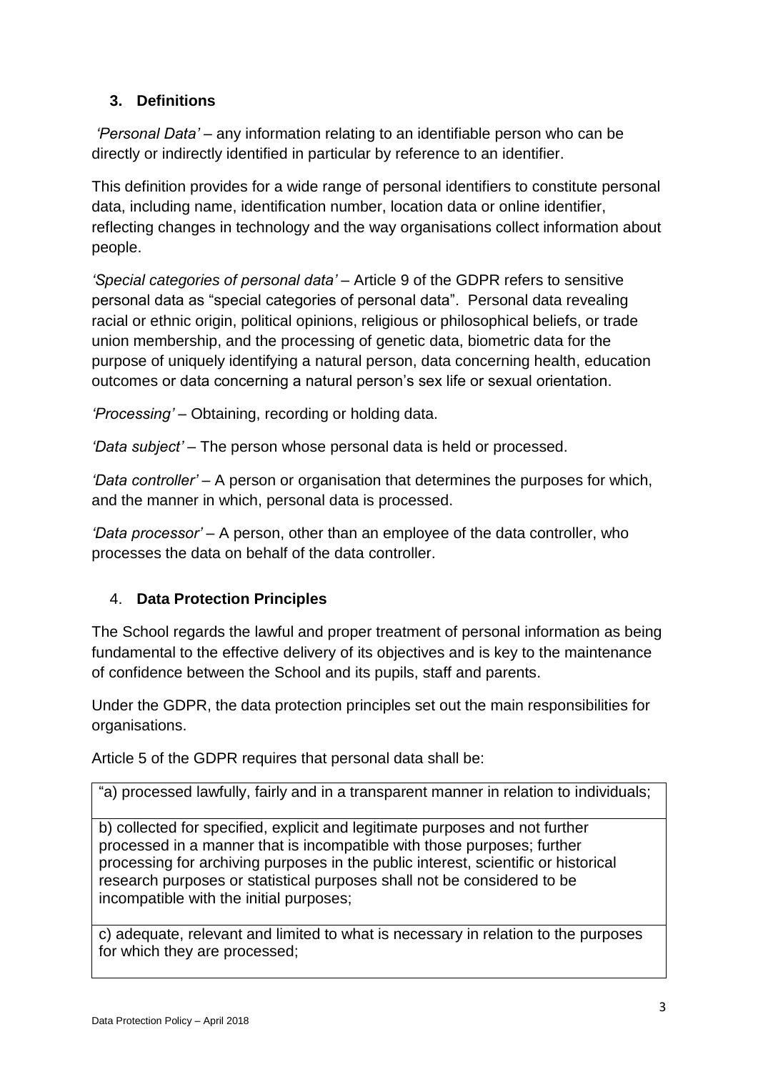## 3. Definitions

*'Personal Data'* – any information relating to an identifiable person who can be directly or indirectly identified in particular by reference to an identifier.

This definition provides for a wide range of personal identifiers to constitute personal data, including name, identification number, location data or online identifier, reflecting changes in technology and the way organisations collect information about people.

*'Special categories of personal data'* – Article 9 of the GDPR refers to sensitive personal data as "special categories of personal data". Personal data revealing racial or ethnic origin, political opinions, religious or philosophical beliefs, or trade union membership, and the processing of genetic data, biometric data for the purpose of uniquely identifying a natural person, data concerning health, education outcomes or data concerning a natural person's sex life or sexual orientation.

*'Processing'* – Obtaining, recording or holding data.

*'Data subject'* – The person whose personal data is held or processed.

*'Data controller'* – A person or organisation that determines the purposes for which, and the manner in which, personal data is processed.

*'Data processor'* – A person, other than an employee of the data controller, who processes the data on behalf of the data controller.

## 4. Data Protection Principles

The School regards the lawful and proper treatment of personal information as being fundamental to the effective delivery of its objectives and is key to the maintenance of confidence between the School and its pupils, staff and parents.

Under the GDPR, the data protection principles set out the main responsibilities for organisations.

Article 5 of the GDPR requires that personal data shall be:

| "a) processed lawfully, fairly and in a transparent manner in relation to individuals; |
|---|
| b) collected for specified, explicit and legitimate purposes and not further processed in a manner that is incompatible with those purposes; further processing for archiving purposes in the public interest, scientific or historical research purposes or statistical purposes shall not be considered to be incompatible with the initial purposes; |
| c) adequate, relevant and limited to what is necessary in relation to the purposes for which they are processed; |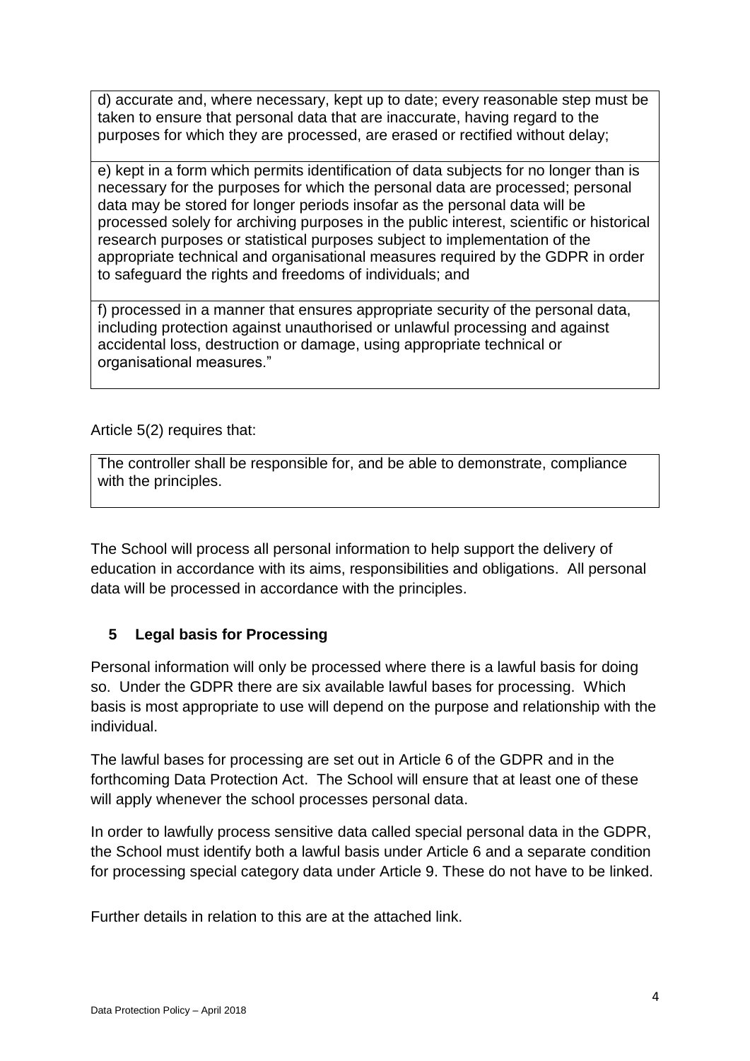d) accurate and, where necessary, kept up to date; every reasonable step must be taken to ensure that personal data that are inaccurate, having regard to the purposes for which they are processed, are erased or rectified without delay;

e) kept in a form which permits identification of data subjects for no longer than is necessary for the purposes for which the personal data are processed; personal data may be stored for longer periods insofar as the personal data will be processed solely for archiving purposes in the public interest, scientific or historical research purposes or statistical purposes subject to implementation of the appropriate technical and organisational measures required by the GDPR in order to safeguard the rights and freedoms of individuals; and

f) processed in a manner that ensures appropriate security of the personal data, including protection against unauthorised or unlawful processing and against accidental loss, destruction or damage, using appropriate technical or organisational measures."

Article 5(2) requires that:

The controller shall be responsible for, and be able to demonstrate, compliance with the principles.

The School will process all personal information to help support the delivery of education in accordance with its aims, responsibilities and obligations. All personal data will be processed in accordance with the principles.

## 5 Legal basis for Processing

Personal information will only be processed where there is a lawful basis for doing so. Under the GDPR there are six available lawful bases for processing. Which basis is most appropriate to use will depend on the purpose and relationship with the individual.

The lawful bases for processing are set out in Article 6 of the GDPR and in the forthcoming Data Protection Act. The School will ensure that at least one of these will apply whenever the school processes personal data.

In order to lawfully process sensitive data called special personal data in the GDPR, the School must identify both a lawful basis under Article 6 and a separate condition for processing special category data under Article 9. These do not have to be linked.

Further details in relation to this are at the attached link.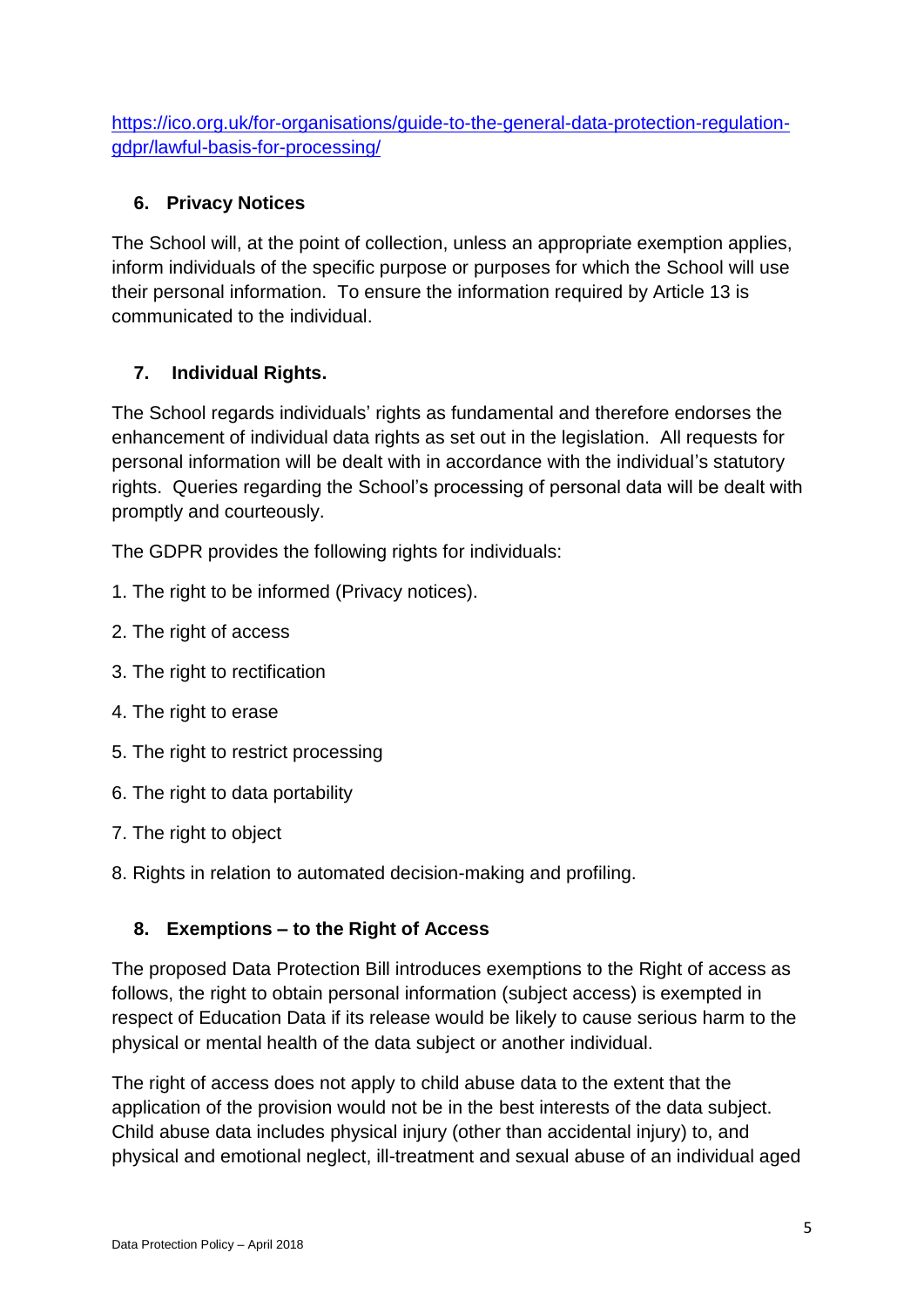https://ico.org.uk/for-organisations/guide-to-the-general-data-protection-regulation-gdpr/lawful-basis-for-processing/

## 6. Privacy Notices

The School will, at the point of collection, unless an appropriate exemption applies, inform individuals of the specific purpose or purposes for which the School will use their personal information. To ensure the information required by Article 13 is communicated to the individual.

## 7. Individual Rights.

The School regards individuals' rights as fundamental and therefore endorses the enhancement of individual data rights as set out in the legislation. All requests for personal information will be dealt with in accordance with the individual's statutory rights. Queries regarding the School's processing of personal data will be dealt with promptly and courteously.

The GDPR provides the following rights for individuals:

1. The right to be informed (Privacy notices).
2. The right of access
3. The right to rectification
4. The right to erase
5. The right to restrict processing
6. The right to data portability
7. The right to object
8. Rights in relation to automated decision-making and profiling.

## 8. Exemptions – to the Right of Access

The proposed Data Protection Bill introduces exemptions to the Right of access as follows, the right to obtain personal information (subject access) is exempted in respect of Education Data if its release would be likely to cause serious harm to the physical or mental health of the data subject or another individual.

The right of access does not apply to child abuse data to the extent that the application of the provision would not be in the best interests of the data subject. Child abuse data includes physical injury (other than accidental injury) to, and physical and emotional neglect, ill-treatment and sexual abuse of an individual aged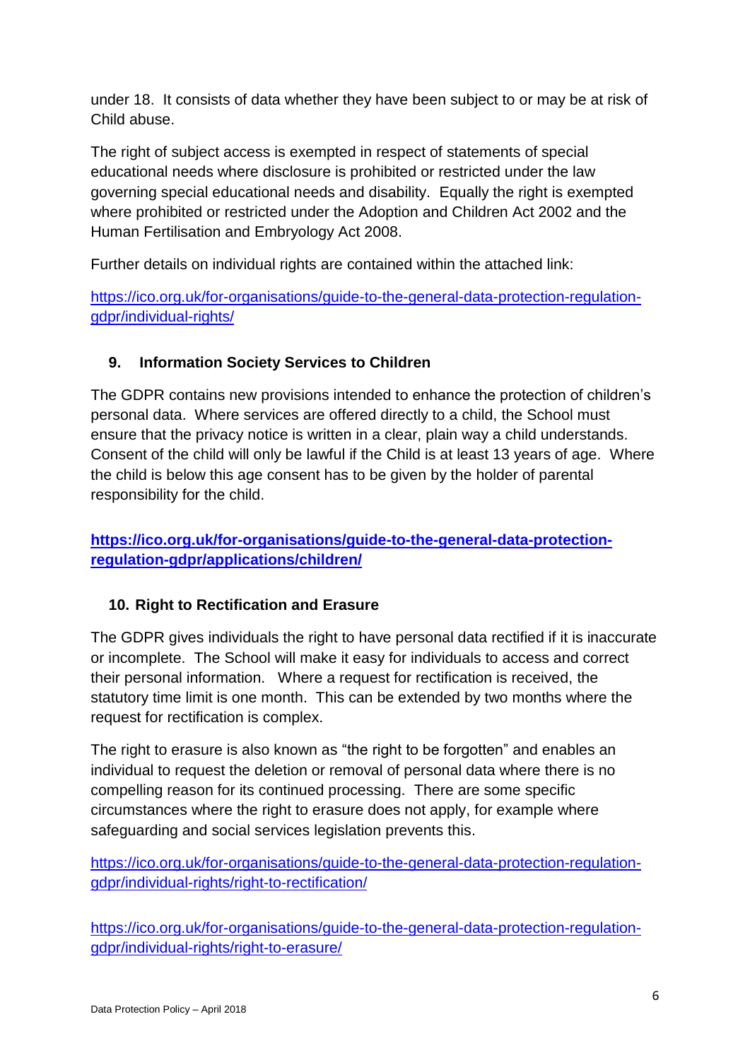under 18. It consists of data whether they have been subject to or may be at risk of Child abuse.

The right of subject access is exempted in respect of statements of special educational needs where disclosure is prohibited or restricted under the law governing special educational needs and disability. Equally the right is exempted where prohibited or restricted under the Adoption and Children Act 2002 and the Human Fertilisation and Embryology Act 2008.

Further details on individual rights are contained within the attached link:

https://ico.org.uk/for-organisations/guide-to-the-general-data-protection-regulation-gdpr/individual-rights/

## 9. Information Society Services to Children

The GDPR contains new provisions intended to enhance the protection of children's personal data. Where services are offered directly to a child, the School must ensure that the privacy notice is written in a clear, plain way a child understands. Consent of the child will only be lawful if the Child is at least 13 years of age. Where the child is below this age consent has to be given by the holder of parental responsibility for the child.

**https://ico.org.uk/for-organisations/guide-to-the-general-data-protection-regulation-gdpr/applications/children/**

## 10. Right to Rectification and Erasure

The GDPR gives individuals the right to have personal data rectified if it is inaccurate or incomplete. The School will make it easy for individuals to access and correct their personal information. Where a request for rectification is received, the statutory time limit is one month. This can be extended by two months where the request for rectification is complex.

The right to erasure is also known as "the right to be forgotten" and enables an individual to request the deletion or removal of personal data where there is no compelling reason for its continued processing. There are some specific circumstances where the right to erasure does not apply, for example where safeguarding and social services legislation prevents this.

https://ico.org.uk/for-organisations/guide-to-the-general-data-protection-regulation-gdpr/individual-rights/right-to-rectification/

https://ico.org.uk/for-organisations/guide-to-the-general-data-protection-regulation-gdpr/individual-rights/right-to-erasure/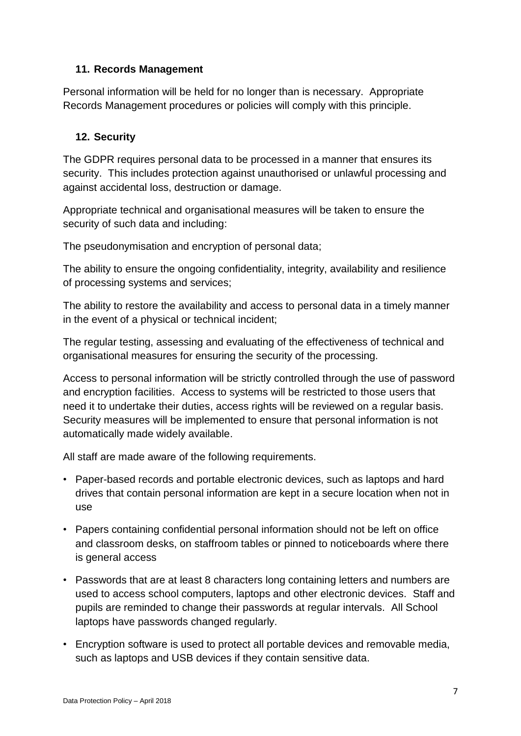## 11. Records Management

Personal information will be held for no longer than is necessary. Appropriate Records Management procedures or policies will comply with this principle.

## 12. Security

The GDPR requires personal data to be processed in a manner that ensures its security. This includes protection against unauthorised or unlawful processing and against accidental loss, destruction or damage.

Appropriate technical and organisational measures will be taken to ensure the security of such data and including:

The pseudonymisation and encryption of personal data;

The ability to ensure the ongoing confidentiality, integrity, availability and resilience of processing systems and services;

The ability to restore the availability and access to personal data in a timely manner in the event of a physical or technical incident;

The regular testing, assessing and evaluating of the effectiveness of technical and organisational measures for ensuring the security of the processing.

Access to personal information will be strictly controlled through the use of password and encryption facilities. Access to systems will be restricted to those users that need it to undertake their duties, access rights will be reviewed on a regular basis. Security measures will be implemented to ensure that personal information is not automatically made widely available.

All staff are made aware of the following requirements.

- Paper-based records and portable electronic devices, such as laptops and hard drives that contain personal information are kept in a secure location when not in use
- Papers containing confidential personal information should not be left on office and classroom desks, on staffroom tables or pinned to noticeboards where there is general access
- Passwords that are at least 8 characters long containing letters and numbers are used to access school computers, laptops and other electronic devices. Staff and pupils are reminded to change their passwords at regular intervals. All School laptops have passwords changed regularly.
- Encryption software is used to protect all portable devices and removable media, such as laptops and USB devices if they contain sensitive data.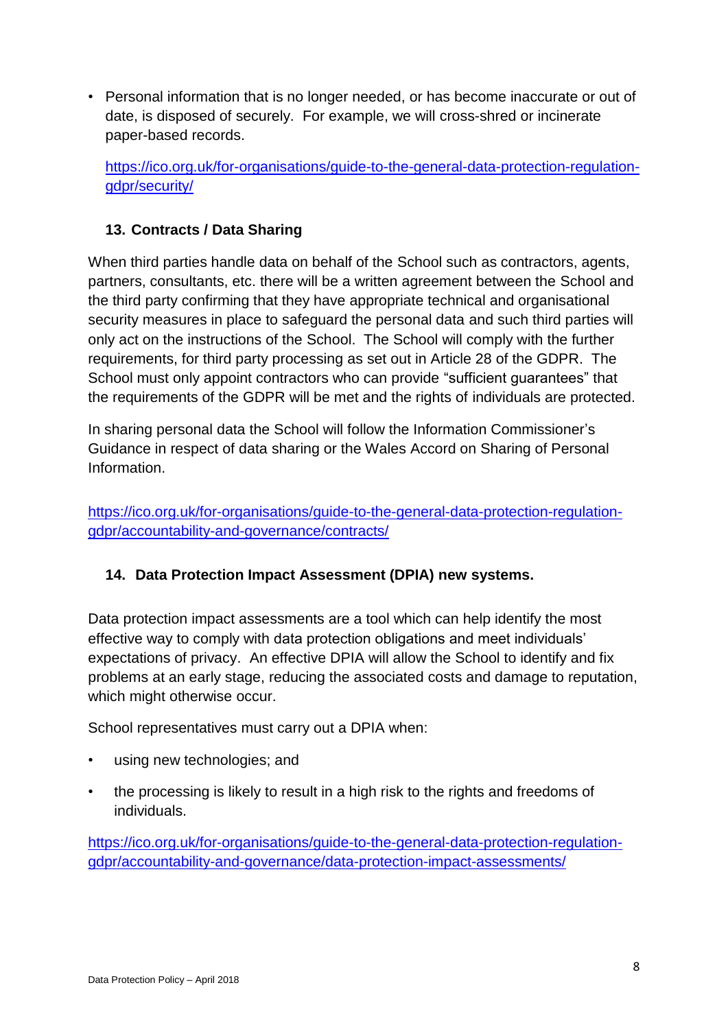- Personal information that is no longer needed, or has become inaccurate or out of date, is disposed of securely. For example, we will cross-shred or incinerate paper-based records.

  https://ico.org.uk/for-organisations/guide-to-the-general-data-protection-regulation-gdpr/security/

## 13. Contracts / Data Sharing

When third parties handle data on behalf of the School such as contractors, agents, partners, consultants, etc. there will be a written agreement between the School and the third party confirming that they have appropriate technical and organisational security measures in place to safeguard the personal data and such third parties will only act on the instructions of the School. The School will comply with the further requirements, for third party processing as set out in Article 28 of the GDPR. The School must only appoint contractors who can provide "sufficient guarantees" that the requirements of the GDPR will be met and the rights of individuals are protected.

In sharing personal data the School will follow the Information Commissioner's Guidance in respect of data sharing or the Wales Accord on Sharing of Personal Information.

https://ico.org.uk/for-organisations/guide-to-the-general-data-protection-regulation-gdpr/accountability-and-governance/contracts/

## 14. Data Protection Impact Assessment (DPIA) new systems.

Data protection impact assessments are a tool which can help identify the most effective way to comply with data protection obligations and meet individuals' expectations of privacy. An effective DPIA will allow the School to identify and fix problems at an early stage, reducing the associated costs and damage to reputation, which might otherwise occur.

School representatives must carry out a DPIA when:

- using new technologies; and
- the processing is likely to result in a high risk to the rights and freedoms of individuals.

https://ico.org.uk/for-organisations/guide-to-the-general-data-protection-regulation-gdpr/accountability-and-governance/data-protection-impact-assessments/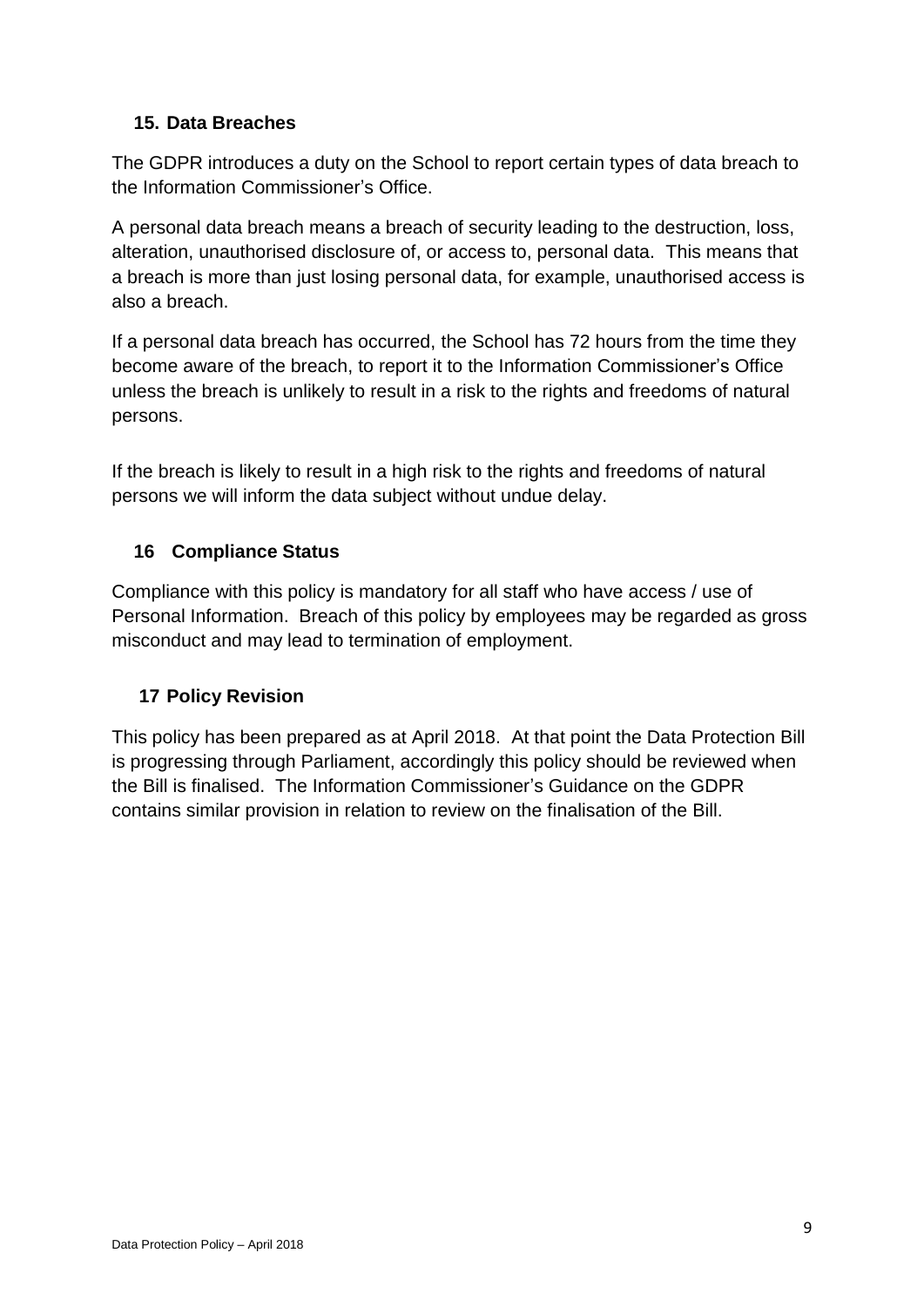## 15. Data Breaches

The GDPR introduces a duty on the School to report certain types of data breach to the Information Commissioner's Office.

A personal data breach means a breach of security leading to the destruction, loss, alteration, unauthorised disclosure of, or access to, personal data. This means that a breach is more than just losing personal data, for example, unauthorised access is also a breach.

If a personal data breach has occurred, the School has 72 hours from the time they become aware of the breach, to report it to the Information Commissioner's Office unless the breach is unlikely to result in a risk to the rights and freedoms of natural persons.

If the breach is likely to result in a high risk to the rights and freedoms of natural persons we will inform the data subject without undue delay.

## 16 Compliance Status

Compliance with this policy is mandatory for all staff who have access / use of Personal Information. Breach of this policy by employees may be regarded as gross misconduct and may lead to termination of employment.

## 17 Policy Revision

This policy has been prepared as at April 2018. At that point the Data Protection Bill is progressing through Parliament, accordingly this policy should be reviewed when the Bill is finalised. The Information Commissioner's Guidance on the GDPR contains similar provision in relation to review on the finalisation of the Bill.